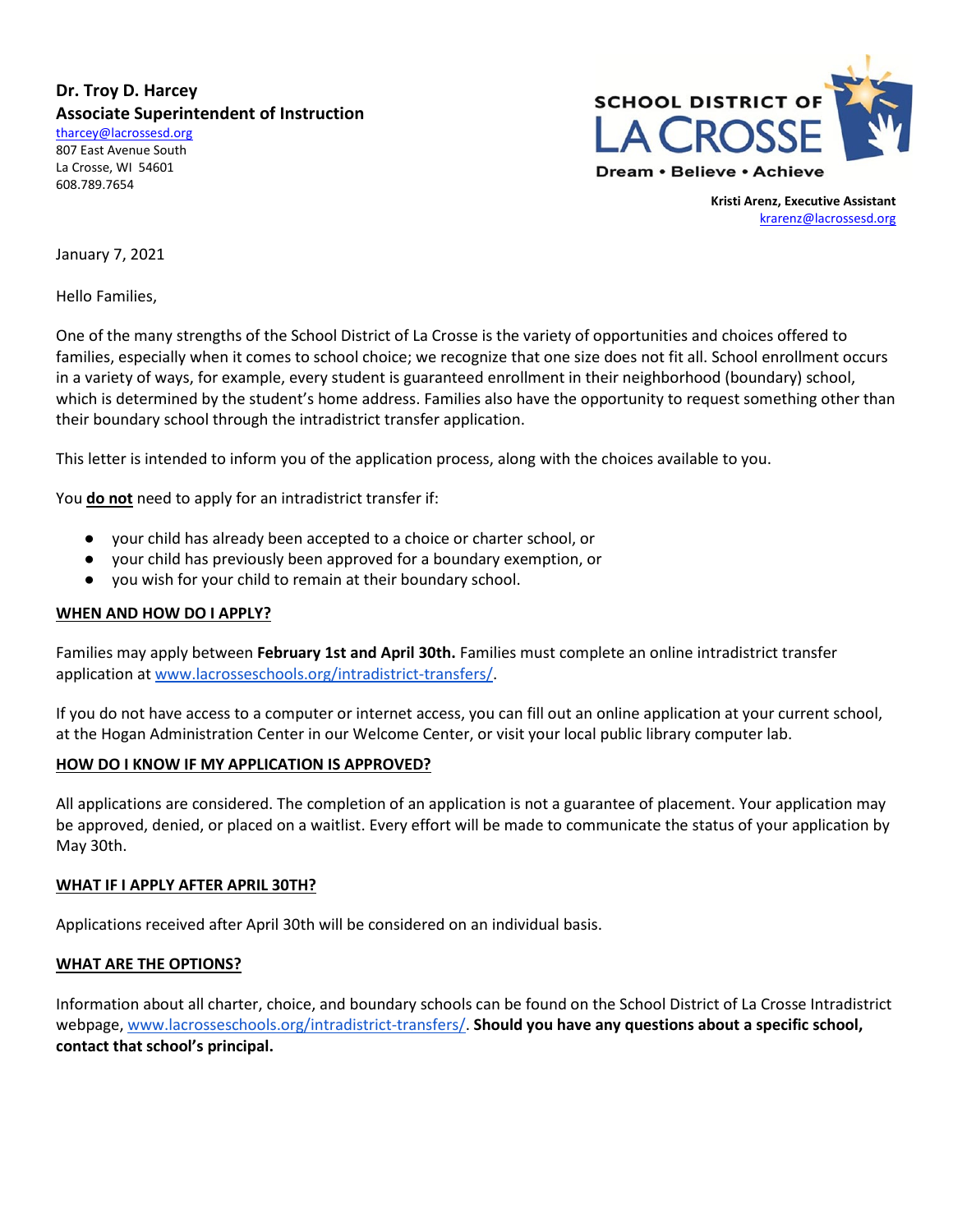**Dr. Troy D. Harcey**
**Associate Superintendent of Instruction**
tharcey@lacrossesd.org
807 East Avenue South
La Crosse, WI 54601
608.789.7654

SCHOOL DISTRICT OF LA CROSSE
Dream • Believe • Achieve

**Kristi Arenz, Executive Assistant**
krarenz@lacrossesd.org

January 7, 2021

Hello Families,

One of the many strengths of the School District of La Crosse is the variety of opportunities and choices offered to families, especially when it comes to school choice; we recognize that one size does not fit all. School enrollment occurs in a variety of ways, for example, every student is guaranteed enrollment in their neighborhood (boundary) school, which is determined by the student's home address. Families also have the opportunity to request something other than their boundary school through the intradistrict transfer application.

This letter is intended to inform you of the application process, along with the choices available to you.

You **do not** need to apply for an intradistrict transfer if:

- your child has already been accepted to a choice or charter school, or
- your child has previously been approved for a boundary exemption, or
- you wish for your child to remain at their boundary school.

**WHEN AND HOW DO I APPLY?**

Families may apply between **February 1st and April 30th.** Families must complete an online intradistrict transfer application at www.lacrosseschools.org/intradistrict-transfers/.

If you do not have access to a computer or internet access, you can fill out an online application at your current school, at the Hogan Administration Center in our Welcome Center, or visit your local public library computer lab.

**HOW DO I KNOW IF MY APPLICATION IS APPROVED?**

All applications are considered. The completion of an application is not a guarantee of placement. Your application may be approved, denied, or placed on a waitlist. Every effort will be made to communicate the status of your application by May 30th.

**WHAT IF I APPLY AFTER APRIL 30TH?**

Applications received after April 30th will be considered on an individual basis.

**WHAT ARE THE OPTIONS?**

Information about all charter, choice, and boundary schools can be found on the School District of La Crosse Intradistrict webpage, www.lacrosseschools.org/intradistrict-transfers/. **Should you have any questions about a specific school, contact that school's principal.**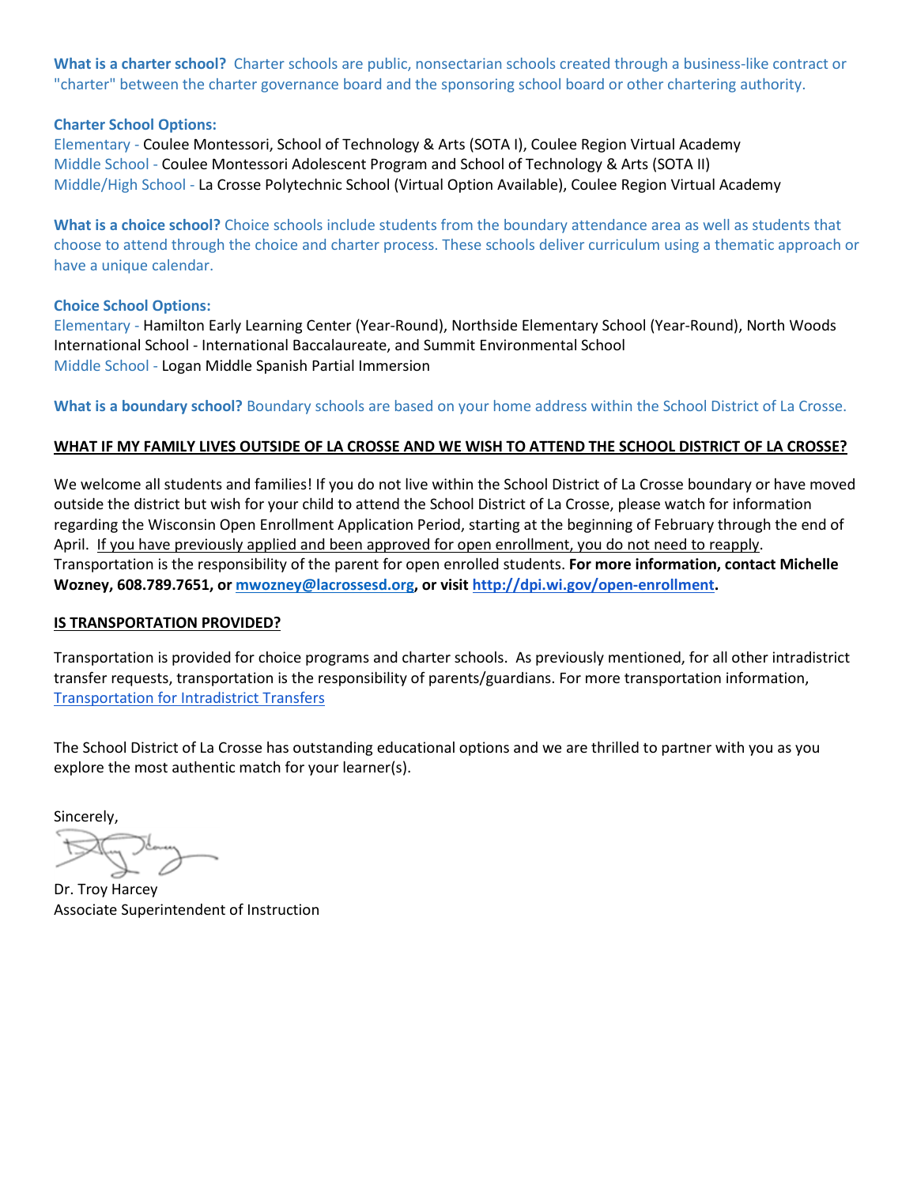**What is a charter school?** Charter schools are public, nonsectarian schools created through a business-like contract or "charter" between the charter governance board and the sponsoring school board or other chartering authority.

**Charter School Options:**
Elementary - Coulee Montessori, School of Technology & Arts (SOTA I), Coulee Region Virtual Academy
Middle School - Coulee Montessori Adolescent Program and School of Technology & Arts (SOTA II)
Middle/High School - La Crosse Polytechnic School (Virtual Option Available), Coulee Region Virtual Academy

**What is a choice school?** Choice schools include students from the boundary attendance area as well as students that choose to attend through the choice and charter process. These schools deliver curriculum using a thematic approach or have a unique calendar.

**Choice School Options:**
Elementary - Hamilton Early Learning Center (Year-Round), Northside Elementary School (Year-Round), North Woods International School - International Baccalaureate, and Summit Environmental School
Middle School - Logan Middle Spanish Partial Immersion

**What is a boundary school?** Boundary schools are based on your home address within the School District of La Crosse.

**WHAT IF MY FAMILY LIVES OUTSIDE OF LA CROSSE AND WE WISH TO ATTEND THE SCHOOL DISTRICT OF LA CROSSE?**

We welcome all students and families! If you do not live within the School District of La Crosse boundary or have moved outside the district but wish for your child to attend the School District of La Crosse, please watch for information regarding the Wisconsin Open Enrollment Application Period, starting at the beginning of February through the end of April. If you have previously applied and been approved for open enrollment, you do not need to reapply. Transportation is the responsibility of the parent for open enrolled students. **For more information, contact Michelle Wozney, 608.789.7651, or [mwozney@lacrossesd.org](mailto:mwozney@lacrossesd.org), or visit [http://dpi.wi.gov/open-enrollment](http://dpi.wi.gov/open-enrollment).**

**IS TRANSPORTATION PROVIDED?**

Transportation is provided for choice programs and charter schools. As previously mentioned, for all other intradistrict transfer requests, transportation is the responsibility of parents/guardians. For more transportation information, Transportation for Intradistrict Transfers

The School District of La Crosse has outstanding educational options and we are thrilled to partner with you as you explore the most authentic match for your learner(s).

Sincerely,

Dr. Troy Harcey
Associate Superintendent of Instruction